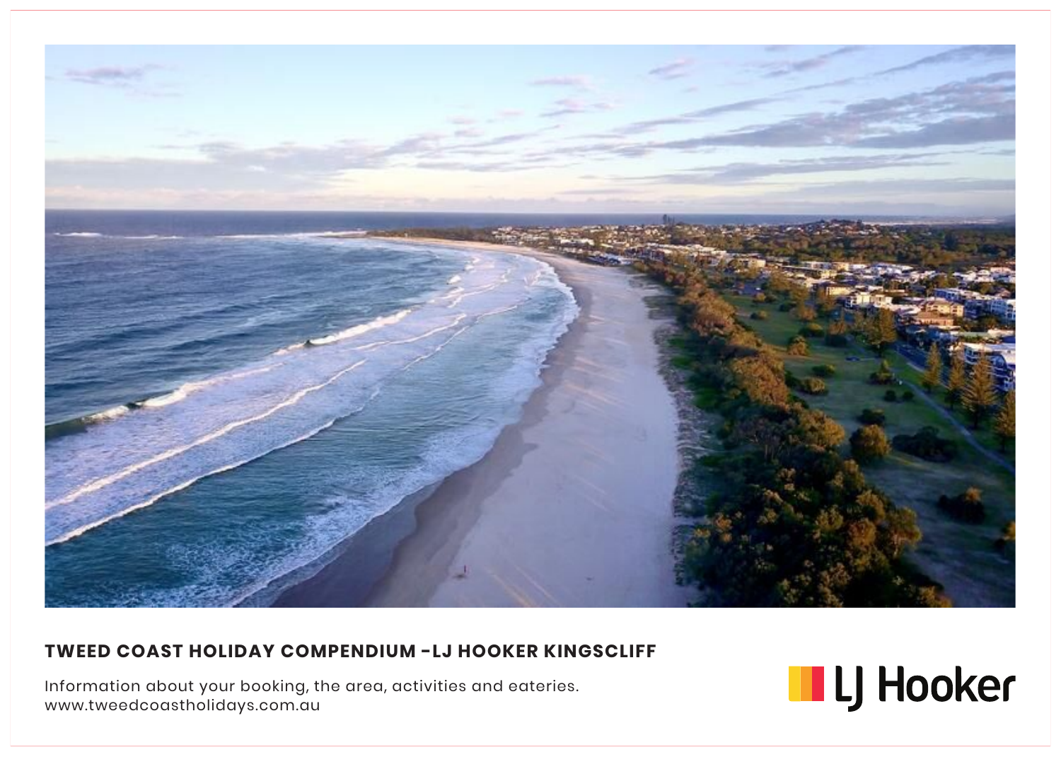# TWEED COAST HOLIDAY COMPENDIUM -LJ HOOKER KINGSCLIFF

Information about your booking, the area, activities and eateries.
www.tweedcoastholidays.com.au

LJ Hooker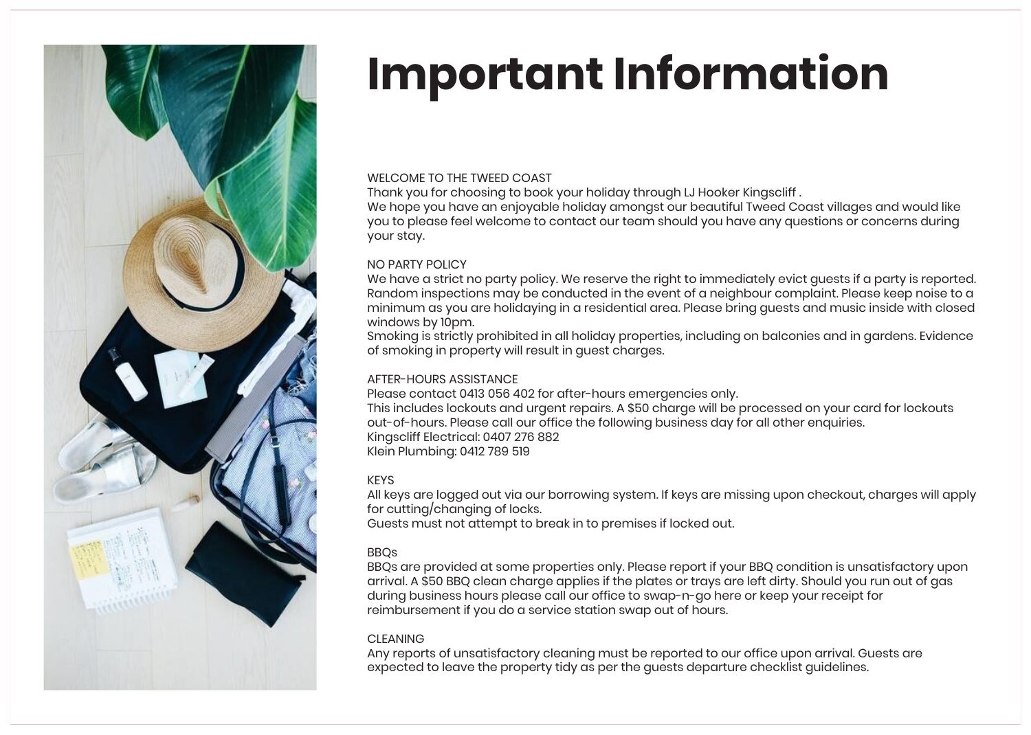# Important Information

WELCOME TO THE TWEED COAST

Thank you for choosing to book your holiday through LJ Hooker Kingscliff .
We hope you have an enjoyable holiday amongst our beautiful Tweed Coast villages and would like you to please feel welcome to contact our team should you have any questions or concerns during your stay.

NO PARTY POLICY

We have a strict no party policy. We reserve the right to immediately evict guests if a party is reported. Random inspections may be conducted in the event of a neighbour complaint. Please keep noise to a minimum as you are holidaying in a residential area. Please bring guests and music inside with closed windows by 10pm.
Smoking is strictly prohibited in all holiday properties, including on balconies and in gardens. Evidence of smoking in property will result in guest charges.

AFTER-HOURS ASSISTANCE

Please contact 0413 056 402 for after-hours emergencies only.
This includes lockouts and urgent repairs. A $50 charge will be processed on your card for lockouts out-of-hours. Please call our office the following business day for all other enquiries.
Kingscliff Electrical: 0407 276 882
Klein Plumbing: 0412 789 519

KEYS

All keys are logged out via our borrowing system. If keys are missing upon checkout, charges will apply for cutting/changing of locks.
Guests must not attempt to break in to premises if locked out.

BBQs

BBQs are provided at some properties only. Please report if your BBQ condition is unsatisfactory upon arrival. A $50 BBQ clean charge applies if the plates or trays are left dirty. Should you run out of gas during business hours please call our office to swap-n-go here or keep your receipt for reimbursement if you do a service station swap out of hours.

CLEANING

Any reports of unsatisfactory cleaning must be reported to our office upon arrival. Guests are expected to leave the property tidy as per the guests departure checklist guidelines.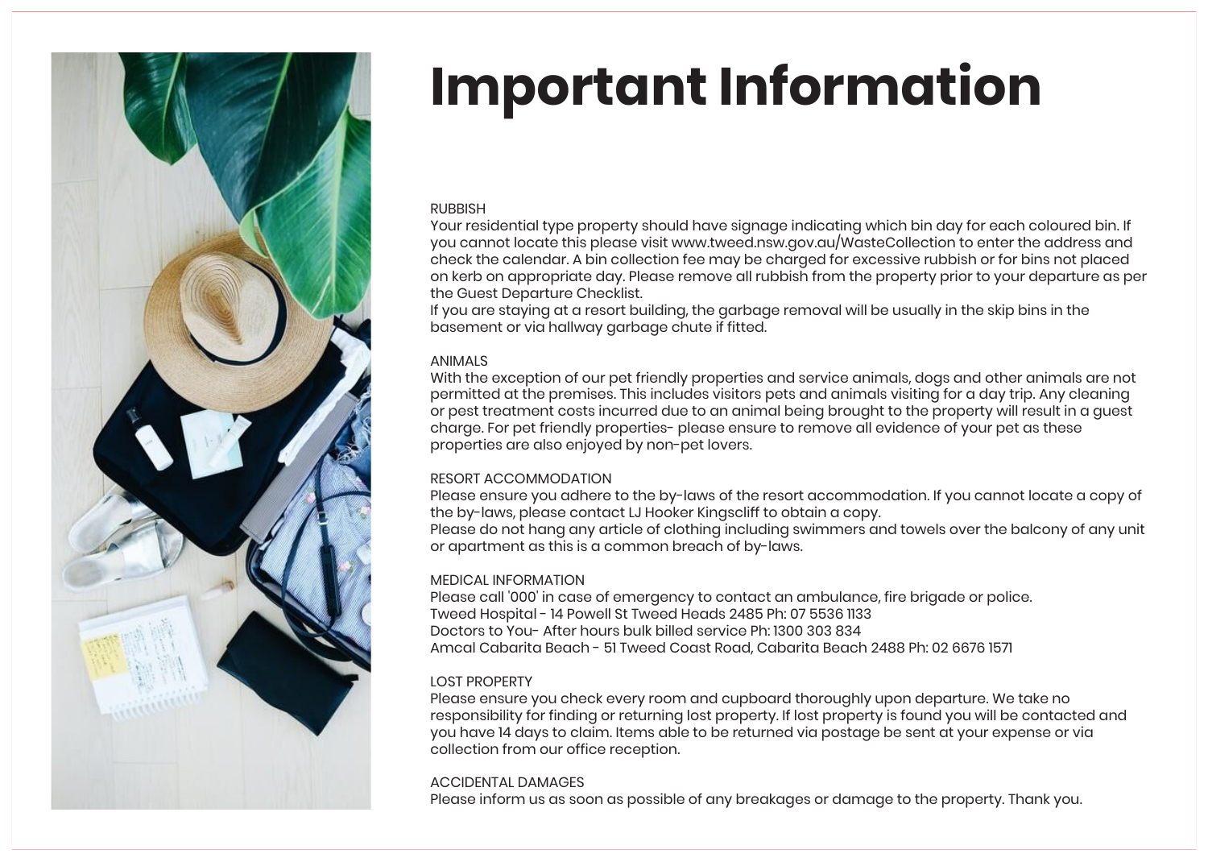# Important Information

## RUBBISH

Your residential type property should have signage indicating which bin day for each coloured bin. If you cannot locate this please visit www.tweed.nsw.gov.au/WasteCollection to enter the address and check the calendar. A bin collection fee may be charged for excessive rubbish or for bins not placed on kerb on appropriate day. Please remove all rubbish from the property prior to your departure as per the Guest Departure Checklist.

If you are staying at a resort building, the garbage removal will be usually in the skip bins in the basement or via hallway garbage chute if fitted.

## ANIMALS

With the exception of our pet friendly properties and service animals, dogs and other animals are not permitted at the premises. This includes visitors pets and animals visiting for a day trip. Any cleaning or pest treatment costs incurred due to an animal being brought to the property will result in a guest charge. For pet friendly properties- please ensure to remove all evidence of your pet as these properties are also enjoyed by non-pet lovers.

## RESORT ACCOMMODATION

Please ensure you adhere to the by-laws of the resort accommodation. If you cannot locate a copy of the by-laws, please contact LJ Hooker Kingscliff to obtain a copy.

Please do not hang any article of clothing including swimmers and towels over the balcony of any unit or apartment as this is a common breach of by-laws.

## MEDICAL INFORMATION

Please call '000' in case of emergency to contact an ambulance, fire brigade or police.
Tweed Hospital - 14 Powell St Tweed Heads 2485 Ph: 07 5536 1133
Doctors to You- After hours bulk billed service Ph: 1300 303 834
Amcal Cabarita Beach - 51 Tweed Coast Road, Cabarita Beach 2488 Ph: 02 6676 1571

## LOST PROPERTY

Please ensure you check every room and cupboard thoroughly upon departure. We take no responsibility for finding or returning lost property. If lost property is found you will be contacted and you have 14 days to claim. Items able to be returned via postage be sent at your expense or via collection from our office reception.

## ACCIDENTAL DAMAGES

Please inform us as soon as possible of any breakages or damage to the property. Thank you.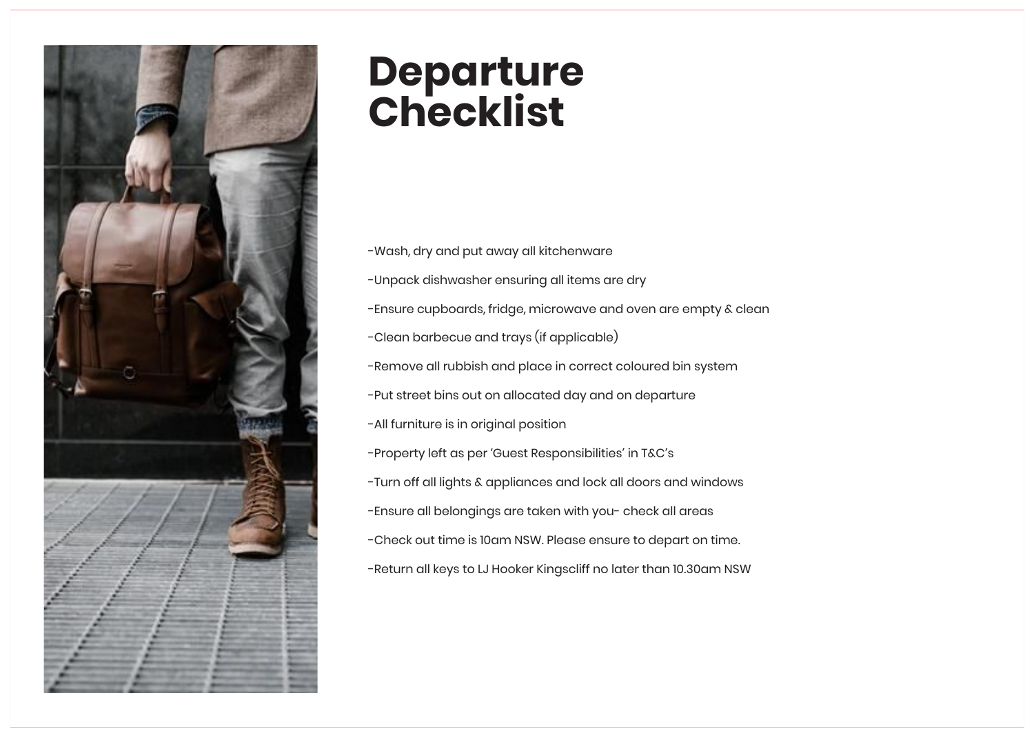# Departure Checklist

-Wash, dry and put away all kitchenware

-Unpack dishwasher ensuring all items are dry

-Ensure cupboards, fridge, microwave and oven are empty & clean

-Clean barbecue and trays (if applicable)

-Remove all rubbish and place in correct coloured bin system

-Put street bins out on allocated day and on departure

-All furniture is in original position

-Property left as per 'Guest Responsibilities' in T&C's

-Turn off all lights & appliances and lock all doors and windows

-Ensure all belongings are taken with you- check all areas

-Check out time is 10am NSW. Please ensure to depart on time.

-Return all keys to LJ Hooker Kingscliff no later than 10.30am NSW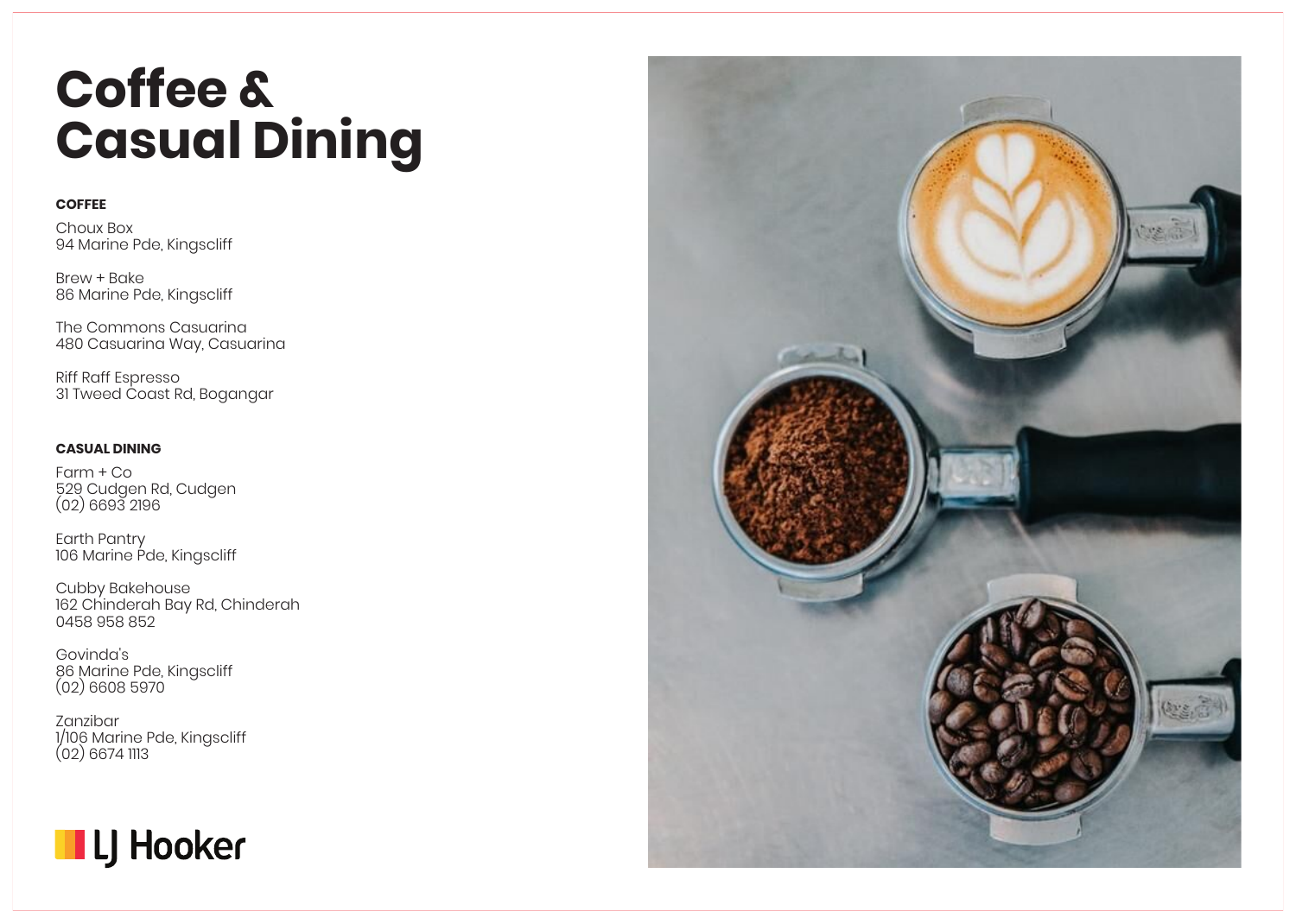# Coffee & Casual Dining

**COFFEE**

Choux Box
94 Marine Pde, Kingscliff

Brew + Bake
86 Marine Pde, Kingscliff

The Commons Casuarina
480 Casuarina Way, Casuarina

Riff Raff Espresso
31 Tweed Coast Rd, Bogangar

**CASUAL DINING**

Farm + Co
529 Cudgen Rd, Cudgen
(02) 6693 2196

Earth Pantry
106 Marine Pde, Kingscliff

Cubby Bakehouse
162 Chinderah Bay Rd, Chinderah
0458 958 852

Govinda's
86 Marine Pde, Kingscliff
(02) 6608 5970

Zanzibar
1/106 Marine Pde, Kingscliff
(02) 6674 1113

LJ Hooker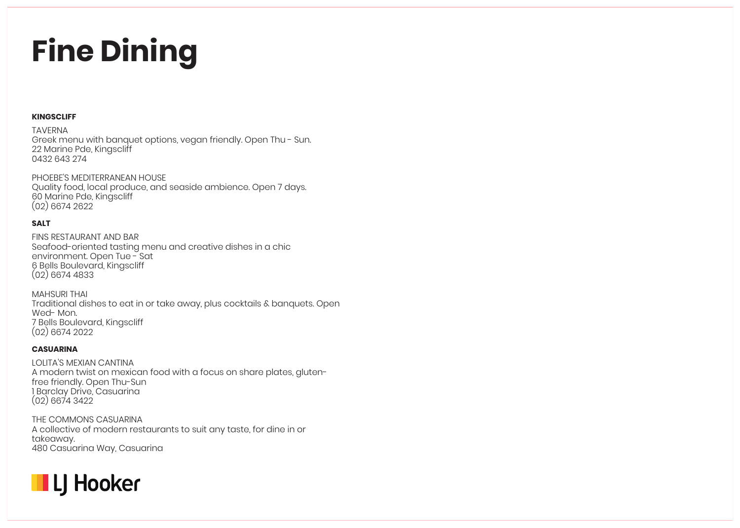# Fine Dining

**KINGSCLIFF**

TAVERNA
Greek menu with banquet options, vegan friendly. Open Thu - Sun.
22 Marine Pde, Kingscliff
0432 643 274

PHOEBE'S MEDITERRANEAN HOUSE
Quality food, local produce, and seaside ambience. Open 7 days.
60 Marine Pde, Kingscliff
(02) 6674 2622

**SALT**

FINS RESTAURANT AND BAR
Seafood-oriented tasting menu and creative dishes in a chic environment. Open Tue - Sat
6 Bells Boulevard, Kingscliff
(02) 6674 4833

MAHSURI THAI
Traditional dishes to eat in or take away, plus cocktails & banquets. Open Wed- Mon.
7 Bells Boulevard, Kingscliff
(02) 6674 2022

**CASUARINA**

LOLITA'S MEXIAN CANTINA
A modern twist on mexican food with a focus on share plates, gluten-free friendly. Open Thu-Sun
1 Barclay Drive, Casuarina
(02) 6674 3422

THE COMMONS CASUARINA
A collective of modern restaurants to suit any taste, for dine in or takeaway.
480 Casuarina Way, Casuarina

LJ Hooker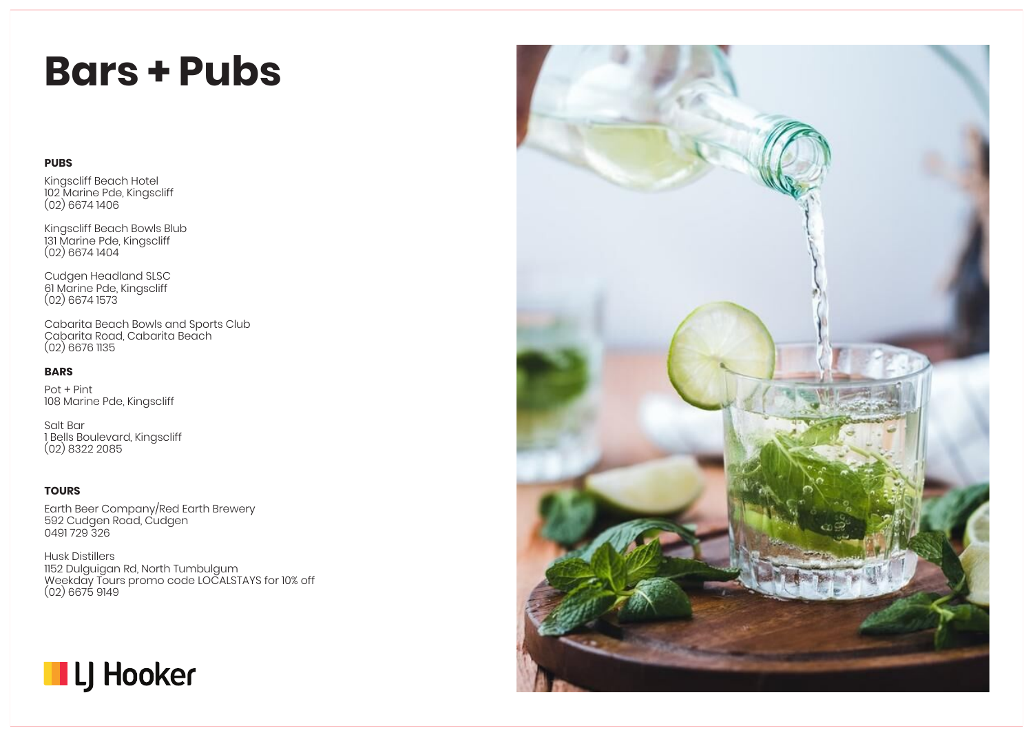# Bars + Pubs

**PUBS**

Kingscliff Beach Hotel
102 Marine Pde, Kingscliff
(02) 6674 1406

Kingscliff Beach Bowls Blub
131 Marine Pde, Kingscliff
(02) 6674 1404

Cudgen Headland SLSC
61 Marine Pde, Kingscliff
(02) 6674 1573

Cabarita Beach Bowls and Sports Club
Cabarita Road, Cabarita Beach
(02) 6676 1135

**BARS**

Pot + Pint
108 Marine Pde, Kingscliff

Salt Bar
1 Bells Boulevard, Kingscliff
(02) 8322 2085

**TOURS**

Earth Beer Company/Red Earth Brewery
592 Cudgen Road, Cudgen
0491 729 326

Husk Distillers
1152 Dulguigan Rd, North Tumbulgum
Weekday Tours promo code LOCALSTAYS for 10% off
(02) 6675 9149

LJ Hooker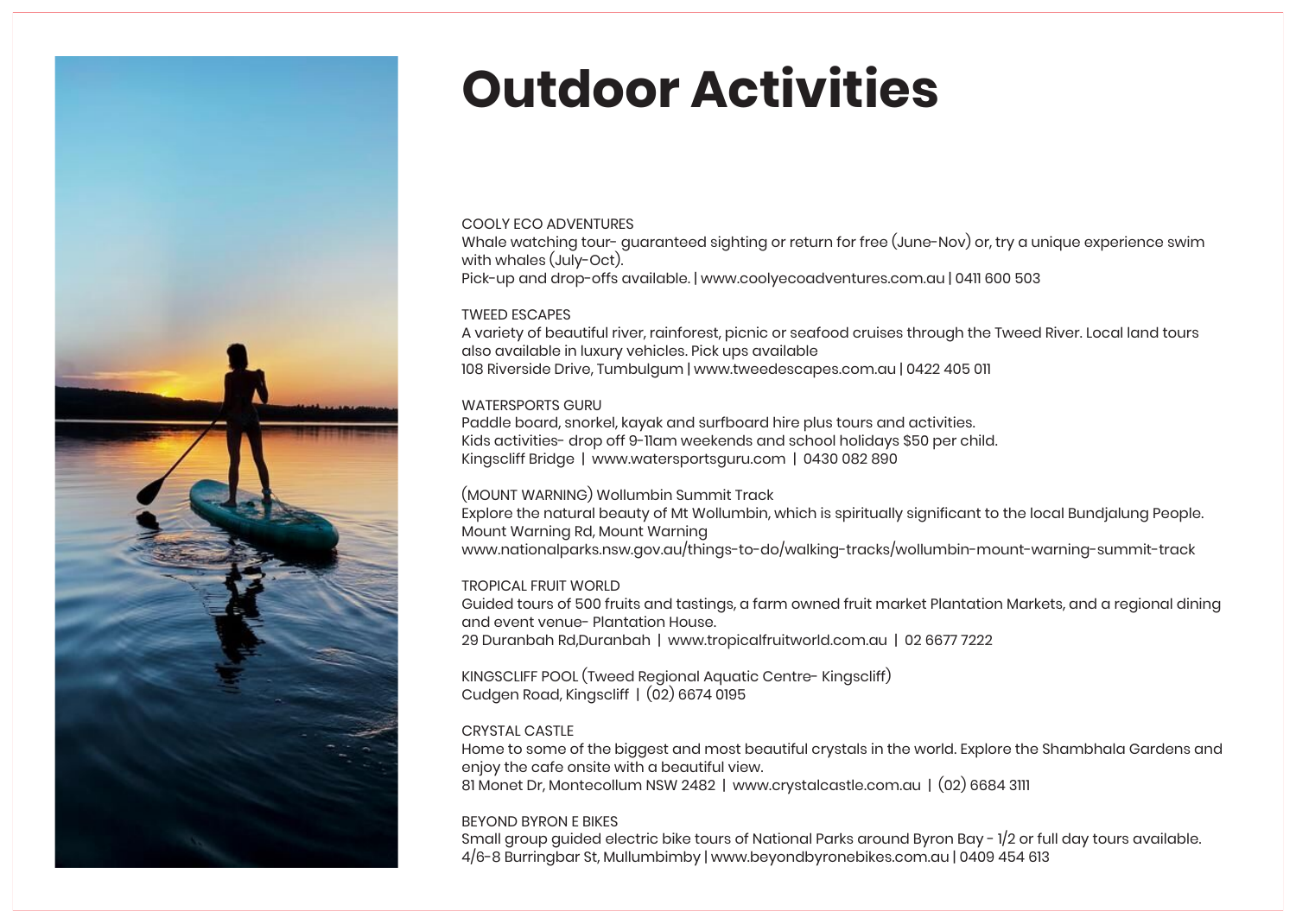# Outdoor Activities

COOLY ECO ADVENTURES
Whale watching tour- guaranteed sighting or return for free (June-Nov) or, try a unique experience swim with whales (July-Oct).
Pick-up and drop-offs available. | www.coolyecoadventures.com.au | 0411 600 503

TWEED ESCAPES
A variety of beautiful river, rainforest, picnic or seafood cruises through the Tweed River. Local land tours also available in luxury vehicles. Pick ups available
108 Riverside Drive, Tumbulgum | www.tweedescapes.com.au | 0422 405 011

WATERSPORTS GURU
Paddle board, snorkel, kayak and surfboard hire plus tours and activities.
Kids activities- drop off 9-11am weekends and school holidays $50 per child.
Kingscliff Bridge | www.watersportsguru.com | 0430 082 890

(MOUNT WARNING) Wollumbin Summit Track
Explore the natural beauty of Mt Wollumbin, which is spiritually significant to the local Bundjalung People.
Mount Warning Rd, Mount Warning
www.nationalparks.nsw.gov.au/things-to-do/walking-tracks/wollumbin-mount-warning-summit-track

TROPICAL FRUIT WORLD
Guided tours of 500 fruits and tastings, a farm owned fruit market Plantation Markets, and a regional dining and event venue- Plantation House.
29 Duranbah Rd,Duranbah | www.tropicalfruitworld.com.au | 02 6677 7222

KINGSCLIFF POOL (Tweed Regional Aquatic Centre- Kingscliff)
Cudgen Road, Kingscliff | (02) 6674 0195

CRYSTAL CASTLE
Home to some of the biggest and most beautiful crystals in the world. Explore the Shambhala Gardens and enjoy the cafe onsite with a beautiful view.
81 Monet Dr, Montecollum NSW 2482 | www.crystalcastle.com.au | (02) 6684 3111

BEYOND BYRON E BIKES
Small group guided electric bike tours of National Parks around Byron Bay - 1/2 or full day tours available.
4/6-8 Burringbar St, Mullumbimby | www.beyondbyronebikes.com.au | 0409 454 613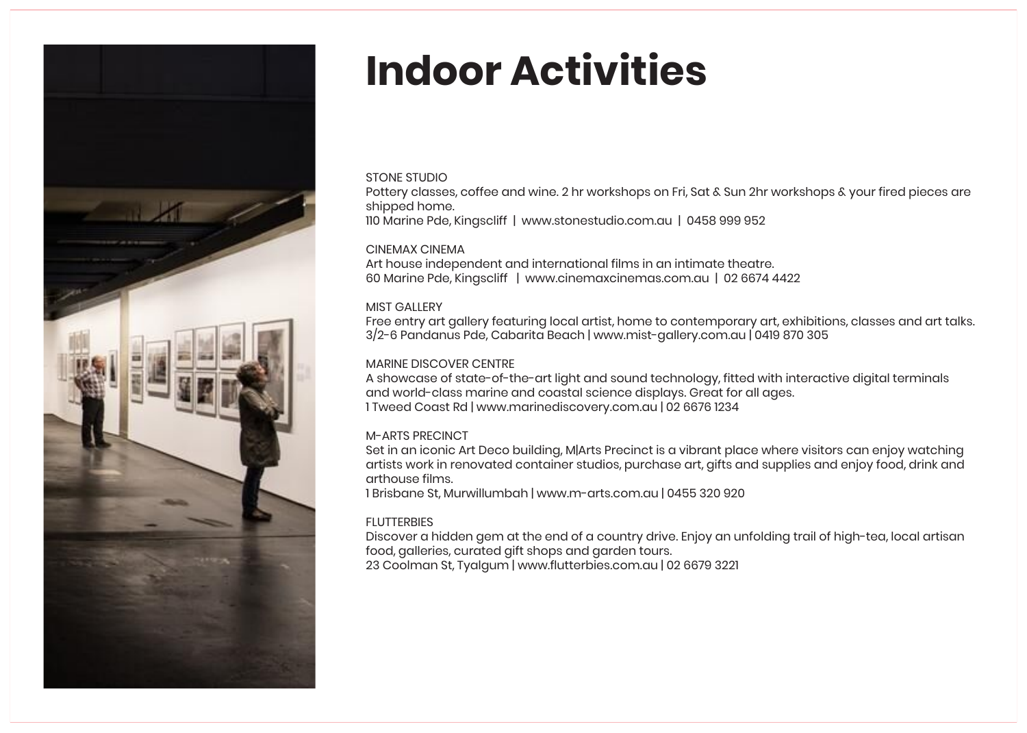# Indoor Activities

STONE STUDIO
Pottery classes, coffee and wine. 2 hr workshops on Fri, Sat & Sun 2hr workshops & your fired pieces are shipped home.
110 Marine Pde, Kingscliff | www.stonestudio.com.au | 0458 999 952

CINEMAX CINEMA
Art house independent and international films in an intimate theatre.
60 Marine Pde, Kingscliff | www.cinemaxcinemas.com.au | 02 6674 4422

MIST GALLERY
Free entry art gallery featuring local artist, home to contemporary art, exhibitions, classes and art talks.
3/2-6 Pandanus Pde, Cabarita Beach | www.mist-gallery.com.au | 0419 870 305

MARINE DISCOVER CENTRE
A showcase of state-of-the-art light and sound technology, fitted with interactive digital terminals and world-class marine and coastal science displays. Great for all ages.
1 Tweed Coast Rd | www.marinediscovery.com.au | 02 6676 1234

M-ARTS PRECINCT
Set in an iconic Art Deco building, M|Arts Precinct is a vibrant place where visitors can enjoy watching artists work in renovated container studios, purchase art, gifts and supplies and enjoy food, drink and arthouse films.
1 Brisbane St, Murwillumbah | www.m-arts.com.au | 0455 320 920

FLUTTERBIES
Discover a hidden gem at the end of a country drive. Enjoy an unfolding trail of high-tea, local artisan food, galleries, curated gift shops and garden tours.
23 Coolman St, Tyalgum | www.flutterbies.com.au | 02 6679 3221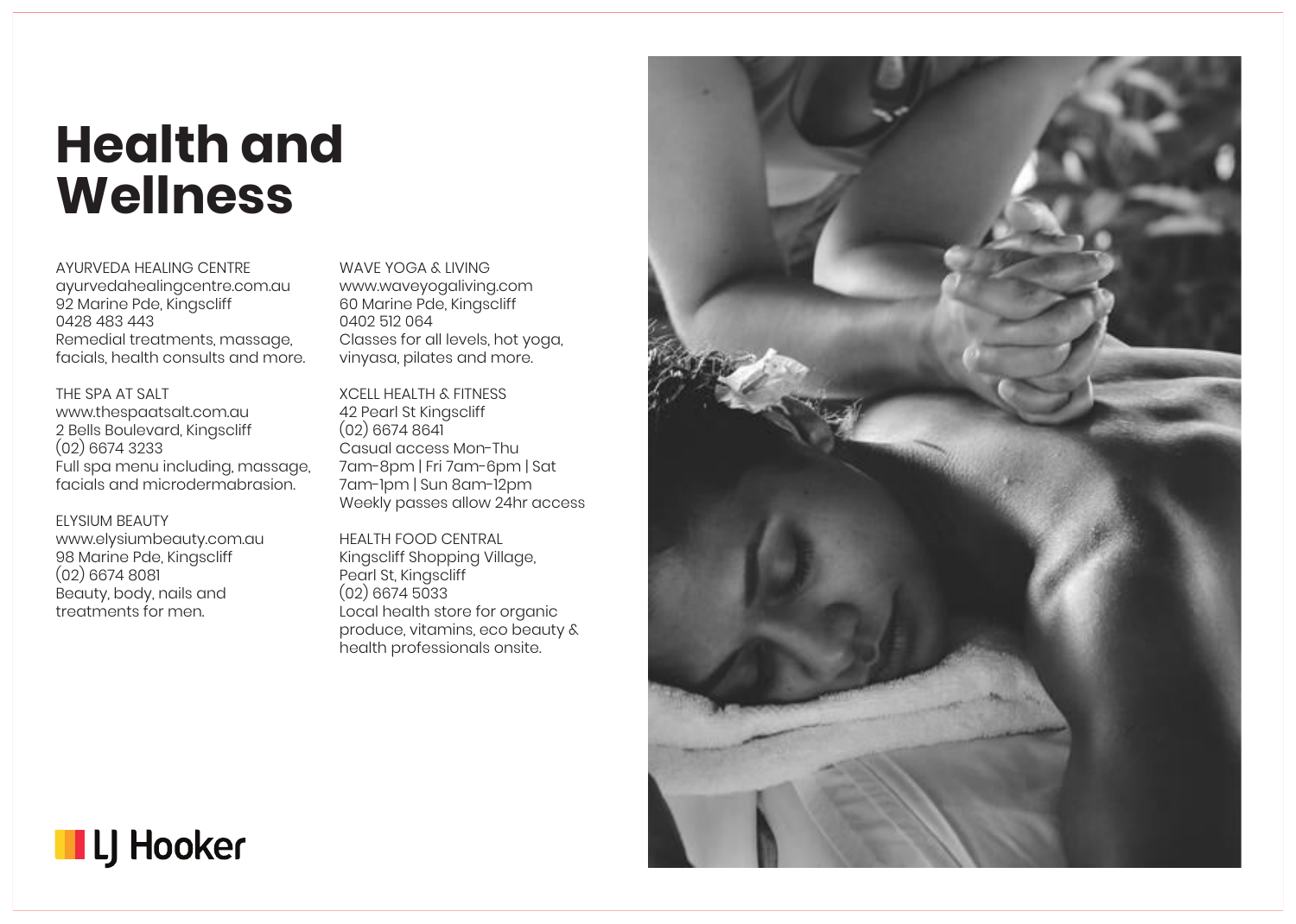# Health and Wellness

AYURVEDA HEALING CENTRE
ayurvedahealingcentre.com.au
92 Marine Pde, Kingscliff
0428 483 443
Remedial treatments, massage, facials, health consults and more.

THE SPA AT SALT
www.thespaatsalt.com.au
2 Bells Boulevard, Kingscliff
(02) 6674 3233
Full spa menu including, massage, facials and microdermabrasion.

ELYSIUM BEAUTY
www.elysiumbeauty.com.au
98 Marine Pde, Kingscliff
(02) 6674 8081
Beauty, body, nails and treatments for men.

WAVE YOGA & LIVING
www.waveyogaliving.com
60 Marine Pde, Kingscliff
0402 512 064
Classes for all levels, hot yoga, vinyasa, pilates and more.

XCELL HEALTH & FITNESS
42 Pearl St Kingscliff
(02) 6674 8641
Casual access Mon-Thu 7am-8pm | Fri 7am-6pm | Sat 7am-1pm | Sun 8am-12pm
Weekly passes allow 24hr access

HEALTH FOOD CENTRAL
Kingscliff Shopping Village, Pearl St, Kingscliff
(02) 6674 5033
Local health store for organic produce, vitamins, eco beauty & health professionals onsite.

LJ Hooker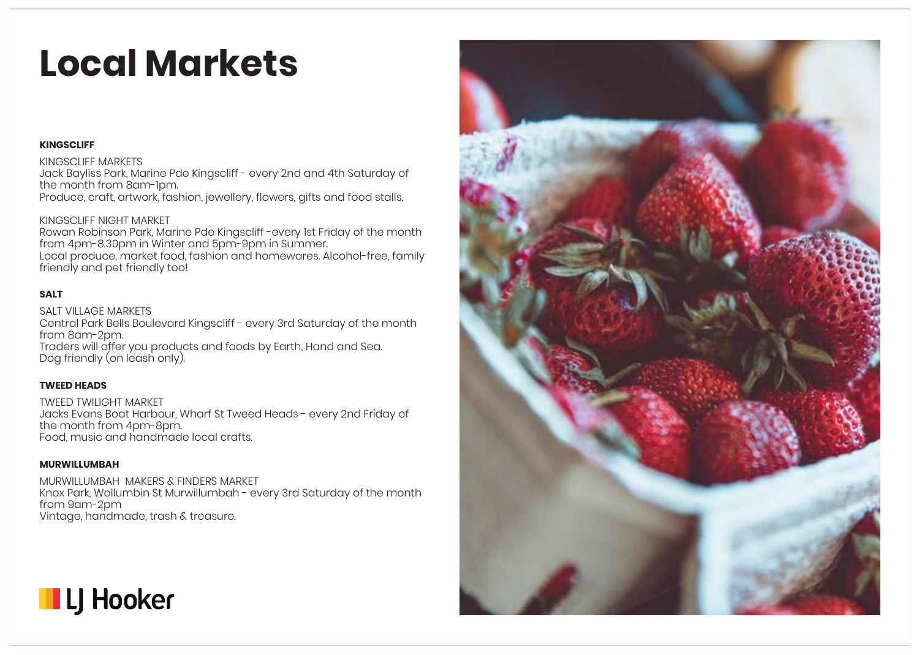# Local Markets

**KINGSCLIFF**

KINGSCLIFF MARKETS
Jack Bayliss Park, Marine Pde Kingscliff - every 2nd and 4th Saturday of the month from 8am-1pm.
Produce, craft, artwork, fashion, jewellery, flowers, gifts and food stalls.

KINGSCLIFF NIGHT MARKET
Rowan Robinson Park, Marine Pde Kingscliff -every 1st Friday of the month from 4pm-8.30pm in Winter and 5pm-9pm in Summer.
Local produce, market food, fashion and homewares. Alcohol-free, family friendly and pet friendly too!

**SALT**

SALT VILLAGE MARKETS
Central Park Bells Boulevard Kingscliff - every 3rd Saturday of the month from 8am-2pm.
Traders will offer you products and foods by Earth, Hand and Sea.
Dog friendly (on leash only).

**TWEED HEADS**

TWEED TWILIGHT MARKET
Jacks Evans Boat Harbour, Wharf St Tweed Heads - every 2nd Friday of the month from 4pm-8pm.
Food, music and handmade local crafts.

**MURWILLUMBAH**

MURWILLUMBAH MAKERS & FINDERS MARKET
Knox Park, Wollumbin St Murwillumbah - every 3rd Saturday of the month from 9am-2pm
Vintage, handmade, trash & treasure.

LJ Hooker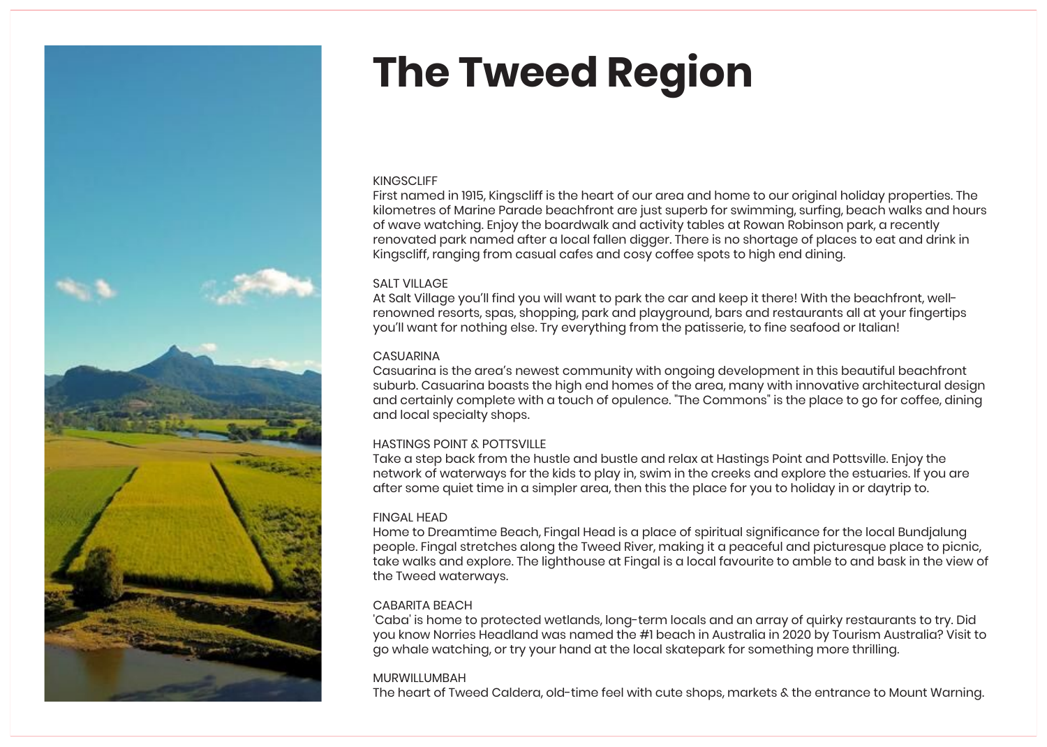# The Tweed Region

KINGSCLIFF
First named in 1915, Kingscliff is the heart of our area and home to our original holiday properties. The kilometres of Marine Parade beachfront are just superb for swimming, surfing, beach walks and hours of wave watching. Enjoy the boardwalk and activity tables at Rowan Robinson park, a recently renovated park named after a local fallen digger. There is no shortage of places to eat and drink in Kingscliff, ranging from casual cafes and cosy coffee spots to high end dining.

SALT VILLAGE
At Salt Village you'll find you will want to park the car and keep it there! With the beachfront, well-renowned resorts, spas, shopping, park and playground, bars and restaurants all at your fingertips you'll want for nothing else. Try everything from the patisserie, to fine seafood or Italian!

CASUARINA
Casuarina is the area's newest community with ongoing development in this beautiful beachfront suburb. Casuarina boasts the high end homes of the area, many with innovative architectural design and certainly complete with a touch of opulence. "The Commons" is the place to go for coffee, dining and local specialty shops.

HASTINGS POINT & POTTSVILLE
Take a step back from the hustle and bustle and relax at Hastings Point and Pottsville. Enjoy the network of waterways for the kids to play in, swim in the creeks and explore the estuaries. If you are after some quiet time in a simpler area, then this the place for you to holiday in or daytrip to.

FINGAL HEAD
Home to Dreamtime Beach, Fingal Head is a place of spiritual significance for the local Bundjalung people. Fingal stretches along the Tweed River, making it a peaceful and picturesque place to picnic, take walks and explore. The lighthouse at Fingal is a local favourite to amble to and bask in the view of the Tweed waterways.

CABARITA BEACH
'Caba' is home to protected wetlands, long-term locals and an array of quirky restaurants to try. Did you know Norries Headland was named the #1 beach in Australia in 2020 by Tourism Australia? Visit to go whale watching, or try your hand at the local skatepark for something more thrilling.

MURWILLUMBAH
The heart of Tweed Caldera, old-time feel with cute shops, markets & the entrance to Mount Warning.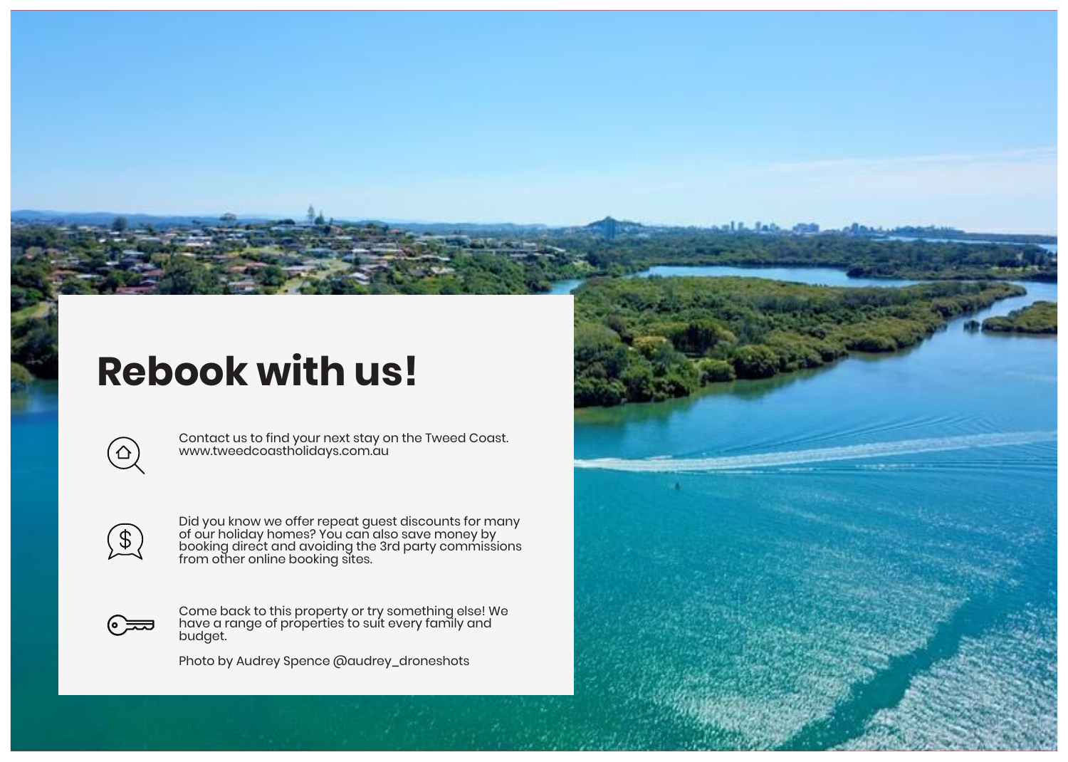# Rebook with us!

Contact us to find your next stay on the Tweed Coast.
www.tweedcoastholidays.com.au

Did you know we offer repeat guest discounts for many of our holiday homes? You can also save money by booking direct and avoiding the 3rd party commissions from other online booking sites.

Come back to this property or try something else! We have a range of properties to suit every family and budget.

Photo by Audrey Spence @audrey_droneshots